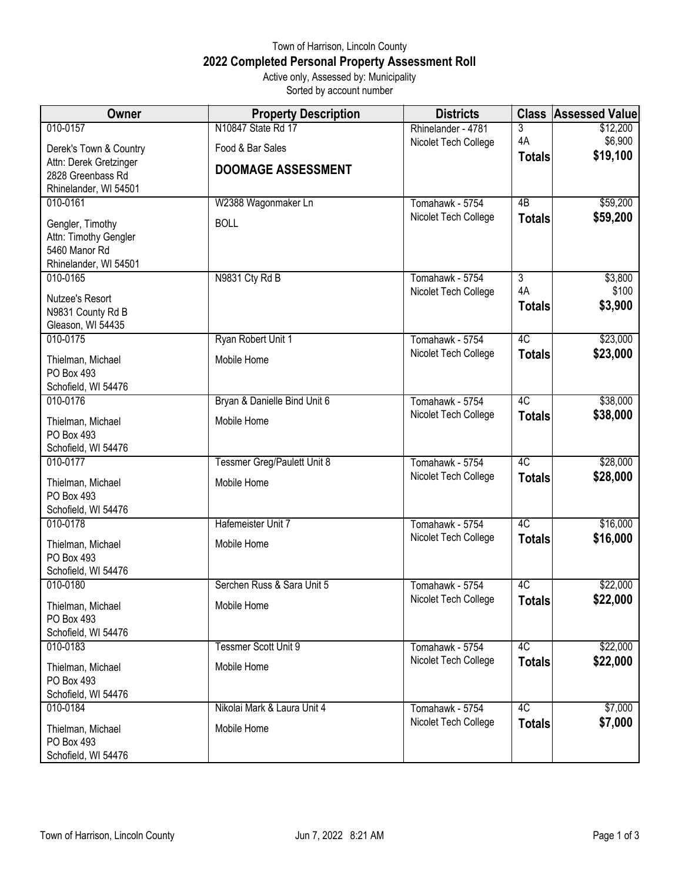Town of Harrison, Lincoln County

# 2022 Completed Personal Property Assessment Roll

Active only, Assessed by: Municipality

Sorted by account number

| Owner | Property Description | Districts | Class | Assessed Value |
|---|---|---|---|---|
| 010-0157<br>Derek's Town & Country<br>Attn: Derek Gretzinger<br>2828 Greenbass Rd<br>Rhinelander, WI 54501 | N10847 State Rd 17<br>Food & Bar Sales<br>**DOOMAGE ASSESSMENT** | Rhinelander - 4781<br>Nicolet Tech College | 3<br>4A<br>**Totals** | $12,200<br>$6,900<br>**$19,100** |
| 010-0161<br>Gengler, Timothy<br>Attn: Timothy Gengler<br>5460 Manor Rd<br>Rhinelander, WI 54501 | W2388 Wagonmaker Ln<br>BOLL | Tomahawk - 5754<br>Nicolet Tech College | 4B<br>**Totals** | $59,200<br>**$59,200** |
| 010-0165<br>Nutzee's Resort<br>N9831 County Rd B<br>Gleason, WI 54435 | N9831 Cty Rd B | Tomahawk - 5754<br>Nicolet Tech College | 3<br>4A<br>**Totals** | $3,800<br>$100<br>**$3,900** |
| 010-0175<br>Thielman, Michael<br>PO Box 493<br>Schofield, WI 54476 | Ryan Robert Unit 1<br>Mobile Home | Tomahawk - 5754<br>Nicolet Tech College | 4C<br>**Totals** | $23,000<br>**$23,000** |
| 010-0176<br>Thielman, Michael<br>PO Box 493<br>Schofield, WI 54476 | Bryan & Danielle Bind Unit 6<br>Mobile Home | Tomahawk - 5754<br>Nicolet Tech College | 4C<br>**Totals** | $38,000<br>**$38,000** |
| 010-0177<br>Thielman, Michael<br>PO Box 493<br>Schofield, WI 54476 | Tessmer Greg/Paulett Unit 8<br>Mobile Home | Tomahawk - 5754<br>Nicolet Tech College | 4C<br>**Totals** | $28,000<br>**$28,000** |
| 010-0178<br>Thielman, Michael<br>PO Box 493<br>Schofield, WI 54476 | Hafemeister Unit 7<br>Mobile Home | Tomahawk - 5754<br>Nicolet Tech College | 4C<br>**Totals** | $16,000<br>**$16,000** |
| 010-0180<br>Thielman, Michael<br>PO Box 493<br>Schofield, WI 54476 | Serchen Russ & Sara Unit 5<br>Mobile Home | Tomahawk - 5754<br>Nicolet Tech College | 4C<br>**Totals** | $22,000<br>**$22,000** |
| 010-0183<br>Thielman, Michael<br>PO Box 493<br>Schofield, WI 54476 | Tessmer Scott Unit 9<br>Mobile Home | Tomahawk - 5754<br>Nicolet Tech College | 4C<br>**Totals** | $22,000<br>**$22,000** |
| 010-0184<br>Thielman, Michael<br>PO Box 493<br>Schofield, WI 54476 | Nikolai Mark & Laura Unit 4<br>Mobile Home | Tomahawk - 5754<br>Nicolet Tech College | 4C<br>**Totals** | $7,000<br>**$7,000** |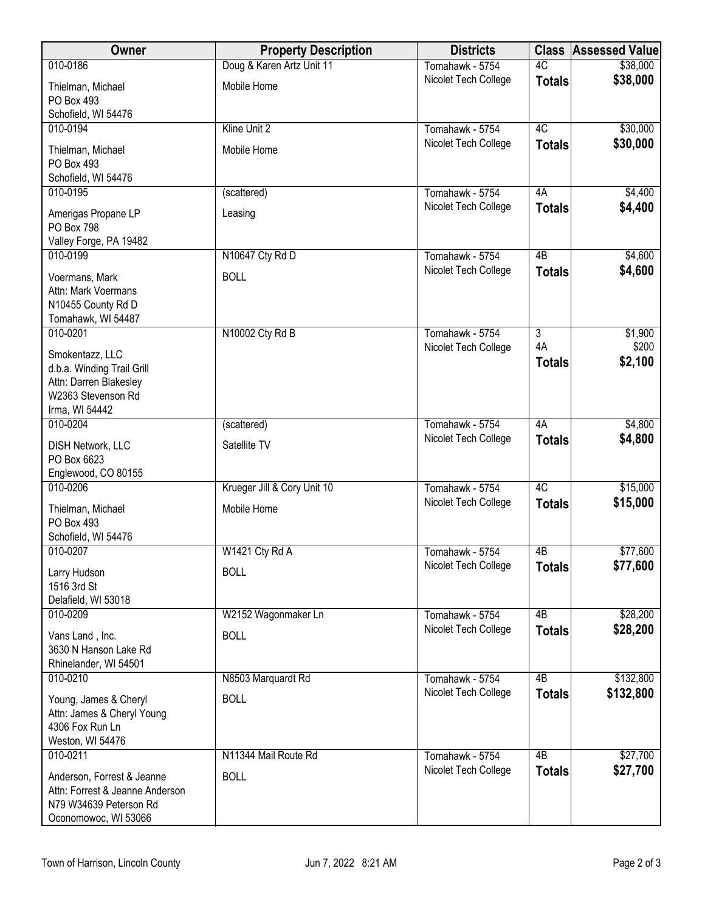| Owner | Property Description | Districts | Class | Assessed Value |
| --- | --- | --- | --- | --- |
| 010-0186<br>Thielman, Michael<br>PO Box 493<br>Schofield, WI 54476 | Doug & Karen Artz Unit 11<br>Mobile Home | Tomahawk - 5754<br>Nicolet Tech College | 4C<br>**Totals** | $38,000<br>**$38,000** |
| 010-0194<br>Thielman, Michael<br>PO Box 493<br>Schofield, WI 54476 | Kline Unit 2<br>Mobile Home | Tomahawk - 5754<br>Nicolet Tech College | 4C<br>**Totals** | $30,000<br>**$30,000** |
| 010-0195<br>Amerigas Propane LP<br>PO Box 798<br>Valley Forge, PA 19482 | (scattered)<br>Leasing | Tomahawk - 5754<br>Nicolet Tech College | 4A<br>**Totals** | $4,400<br>**$4,400** |
| 010-0199<br>Voermans, Mark<br>Attn: Mark Voermans<br>N10455 County Rd D<br>Tomahawk, WI 54487 | N10647 Cty Rd D<br>BOLL | Tomahawk - 5754<br>Nicolet Tech College | 4B<br>**Totals** | $4,600<br>**$4,600** |
| 010-0201<br>Smokentazz, LLC<br>d.b.a. Winding Trail Grill<br>Attn: Darren Blakesley<br>W2363 Stevenson Rd<br>Irma, WI 54442 | N10002 Cty Rd B | Tomahawk - 5754<br>Nicolet Tech College | 3<br>4A<br>**Totals** | $1,900<br>$200<br>**$2,100** |
| 010-0204<br>DISH Network, LLC<br>PO Box 6623<br>Englewood, CO 80155 | (scattered)<br>Satellite TV | Tomahawk - 5754<br>Nicolet Tech College | 4A<br>**Totals** | $4,800<br>**$4,800** |
| 010-0206<br>Thielman, Michael<br>PO Box 493<br>Schofield, WI 54476 | Krueger Jill & Cory Unit 10<br>Mobile Home | Tomahawk - 5754<br>Nicolet Tech College | 4C<br>**Totals** | $15,000<br>**$15,000** |
| 010-0207<br>Larry Hudson<br>1516 3rd St<br>Delafield, WI 53018 | W1421 Cty Rd A<br>BOLL | Tomahawk - 5754<br>Nicolet Tech College | 4B<br>**Totals** | $77,600<br>**$77,600** |
| 010-0209<br>Vans Land , Inc.<br>3630 N Hanson Lake Rd<br>Rhinelander, WI 54501 | W2152 Wagonmaker Ln<br>BOLL | Tomahawk - 5754<br>Nicolet Tech College | 4B<br>**Totals** | $28,200<br>**$28,200** |
| 010-0210<br>Young, James & Cheryl<br>Attn: James & Cheryl Young<br>4306 Fox Run Ln<br>Weston, WI 54476 | N8503 Marquardt Rd<br>BOLL | Tomahawk - 5754<br>Nicolet Tech College | 4B<br>**Totals** | $132,800<br>**$132,800** |
| 010-0211<br>Anderson, Forrest & Jeanne<br>Attn: Forrest & Jeanne Anderson<br>N79 W34639 Peterson Rd<br>Oconomowoc, WI 53066 | N11344 Mail Route Rd<br>BOLL | Tomahawk - 5754<br>Nicolet Tech College | 4B<br>**Totals** | $27,700<br>**$27,700** |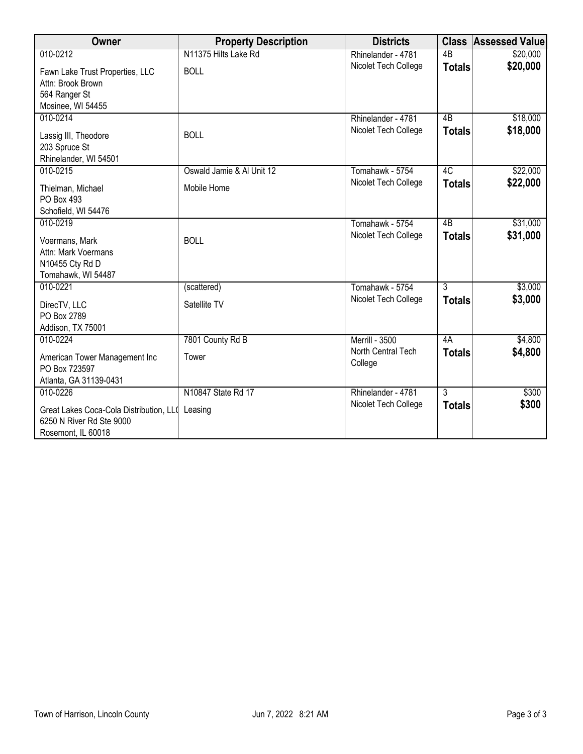| Owner | Property Description | Districts | Class | Assessed Value |
|---|---|---|---|---|
| 010-0212<br>Fawn Lake Trust Properties, LLC<br>Attn: Brook Brown<br>564 Ranger St<br>Mosinee, WI 54455 | N11375 Hilts Lake Rd<br>BOLL | Rhinelander - 4781<br>Nicolet Tech College | 4B<br>**Totals** | $20,000<br>**$20,000** |
| 010-0214<br>Lassig III, Theodore<br>203 Spruce St<br>Rhinelander, WI 54501 | BOLL | Rhinelander - 4781<br>Nicolet Tech College | 4B<br>**Totals** | $18,000<br>**$18,000** |
| 010-0215<br>Thielman, Michael<br>PO Box 493<br>Schofield, WI 54476 | Oswald Jamie & Al Unit 12<br>Mobile Home | Tomahawk - 5754<br>Nicolet Tech College | 4C<br>**Totals** | $22,000<br>**$22,000** |
| 010-0219<br>Voermans, Mark<br>Attn: Mark Voermans<br>N10455 Cty Rd D<br>Tomahawk, WI 54487 | BOLL | Tomahawk - 5754<br>Nicolet Tech College | 4B<br>**Totals** | $31,000<br>**$31,000** |
| 010-0221<br>DirecTV, LLC<br>PO Box 2789<br>Addison, TX 75001 | (scattered)<br>Satellite TV | Tomahawk - 5754<br>Nicolet Tech College | 3<br>**Totals** | $3,000<br>**$3,000** |
| 010-0224<br>American Tower Management Inc<br>PO Box 723597<br>Atlanta, GA 31139-0431 | 7801 County Rd B<br>Tower | Merrill - 3500<br>North Central Tech College | 4A<br>**Totals** | $4,800<br>**$4,800** |
| 010-0226<br>Great Lakes Coca-Cola Distribution, LLC<br>6250 N River Rd Ste 9000<br>Rosemont, IL 60018 | N10847 State Rd 17<br>Leasing | Rhinelander - 4781<br>Nicolet Tech College | 3<br>**Totals** | $300<br>**$300** |